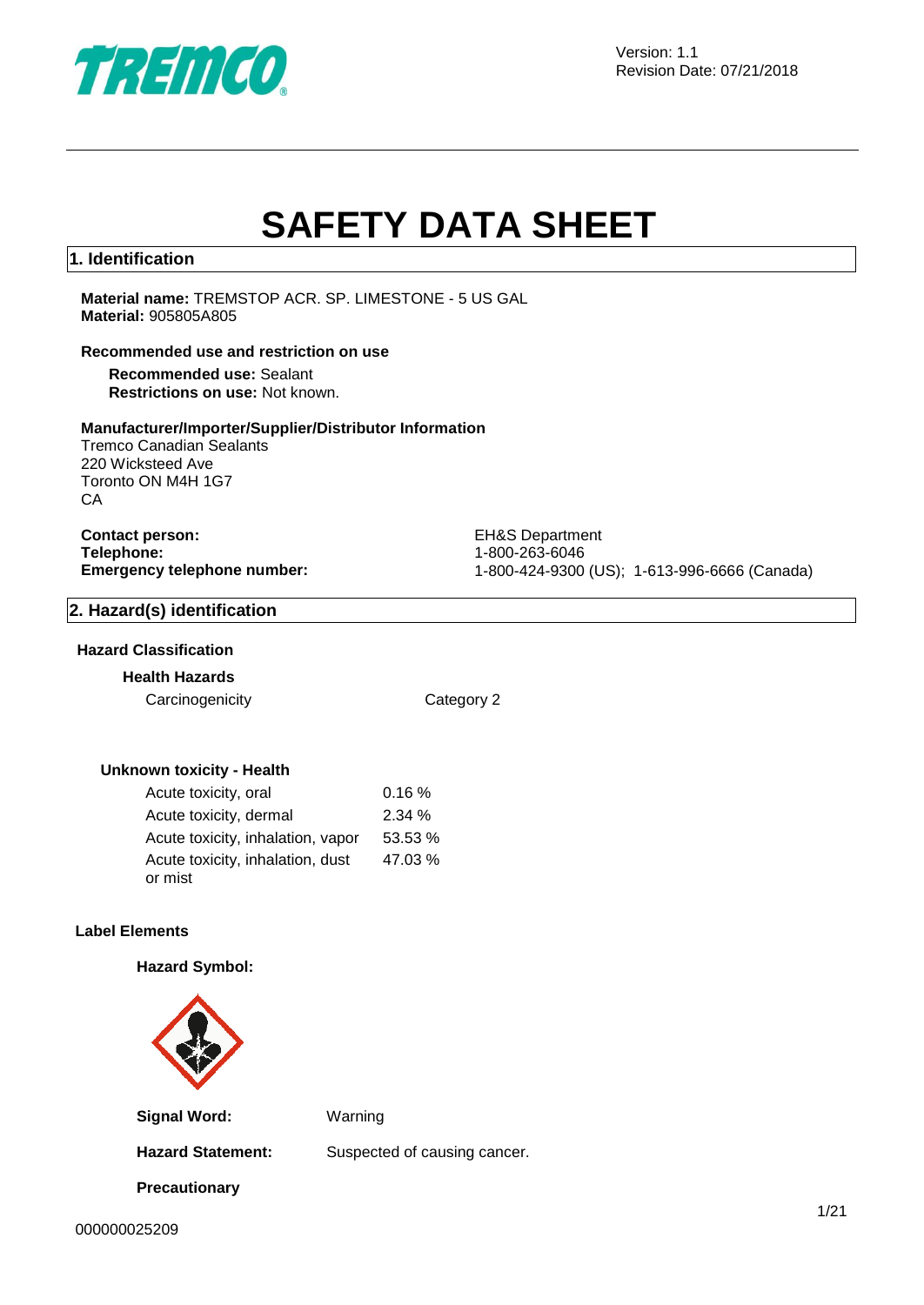Version: 1.1
Revision Date: 07/21/2018

# SAFETY DATA SHEET

## 1. Identification

**Material name:** TREMSTOP ACR. SP. LIMESTONE - 5 US GAL
**Material:** 905805A805

**Recommended use and restriction on use**

**Recommended use:** Sealant
**Restrictions on use:** Not known.

**Manufacturer/Importer/Supplier/Distributor Information**
Tremco Canadian Sealants
220 Wicksteed Ave
Toronto ON M4H 1G7
CA

**Contact person:** EH&S Department
**Telephone:** 1-800-263-6046
**Emergency telephone number:** 1-800-424-9300 (US); 1-613-996-6666 (Canada)

## 2. Hazard(s) identification

**Hazard Classification**

**Health Hazards**

| | |
|---|---|
| Carcinogenicity | Category 2 |

**Unknown toxicity - Health**

| | |
|---|---|
| Acute toxicity, oral | 0.16 % |
| Acute toxicity, dermal | 2.34 % |
| Acute toxicity, inhalation, vapor | 53.53 % |
| Acute toxicity, inhalation, dust or mist | 47.03 % |

**Label Elements**

**Hazard Symbol:**

**Signal Word:** Warning

**Hazard Statement:** Suspected of causing cancer.

**Precautionary**

000000025209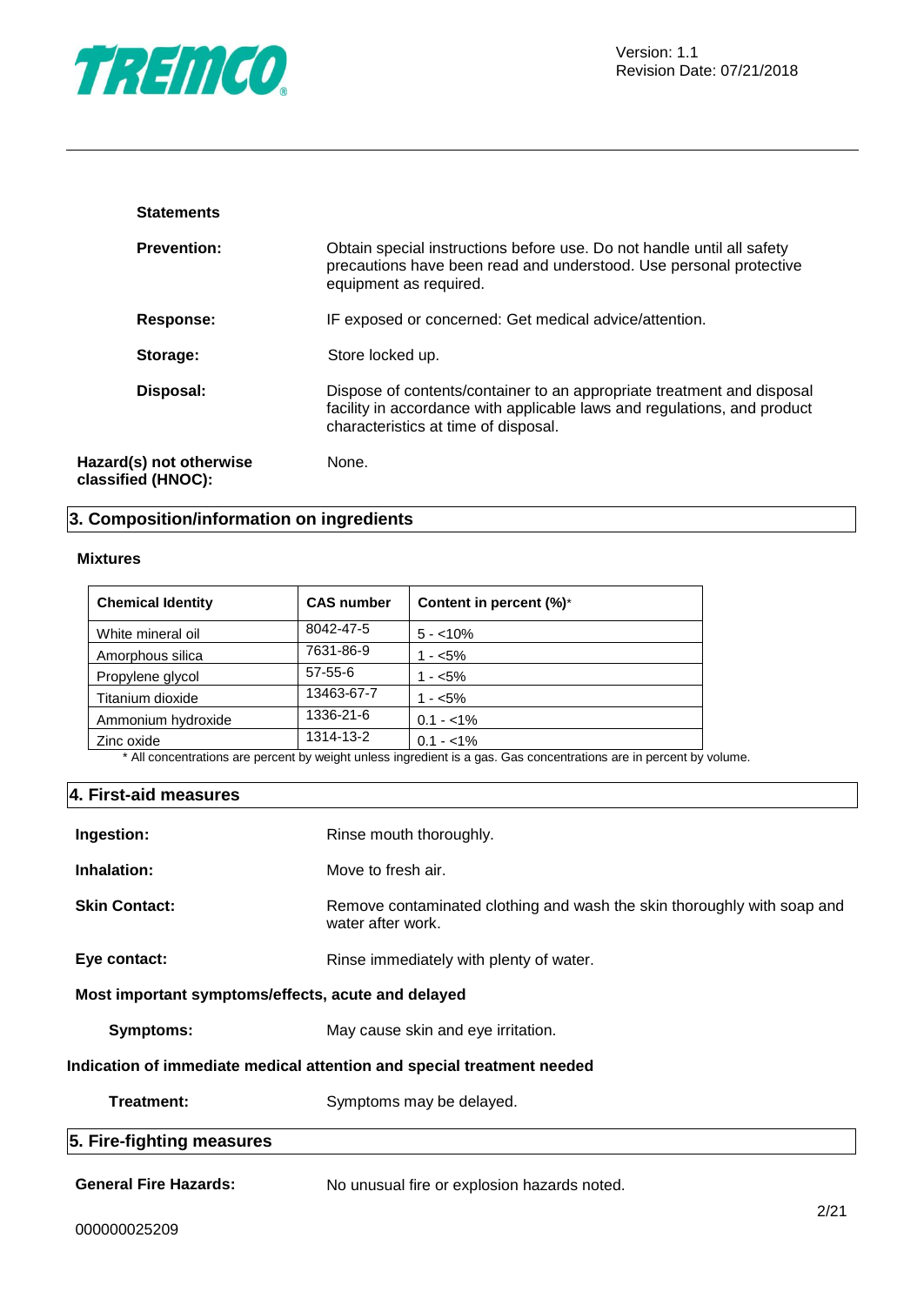**Statements**

**Prevention:** Obtain special instructions before use. Do not handle until all safety precautions have been read and understood. Use personal protective equipment as required.

**Response:** IF exposed or concerned: Get medical advice/attention.

**Storage:** Store locked up.

**Disposal:** Dispose of contents/container to an appropriate treatment and disposal facility in accordance with applicable laws and regulations, and product characteristics at time of disposal.

**Hazard(s) not otherwise classified (HNOC):** None.

## 3. Composition/information on ingredients

**Mixtures**

| Chemical Identity | CAS number | Content in percent (%)* |
|---|---|---|
| White mineral oil | 8042-47-5 | 5 - <10% |
| Amorphous silica | 7631-86-9 | 1 - <5% |
| Propylene glycol | 57-55-6 | 1 - <5% |
| Titanium dioxide | 13463-67-7 | 1 - <5% |
| Ammonium hydroxide | 1336-21-6 | 0.1 - <1% |
| Zinc oxide | 1314-13-2 | 0.1 - <1% |

* All concentrations are percent by weight unless ingredient is a gas. Gas concentrations are in percent by volume.

## 4. First-aid measures

**Ingestion:** Rinse mouth thoroughly.

**Inhalation:** Move to fresh air.

**Skin Contact:** Remove contaminated clothing and wash the skin thoroughly with soap and water after work.

**Eye contact:** Rinse immediately with plenty of water.

**Most important symptoms/effects, acute and delayed**

**Symptoms:** May cause skin and eye irritation.

**Indication of immediate medical attention and special treatment needed**

**Treatment:** Symptoms may be delayed.

## 5. Fire-fighting measures

**General Fire Hazards:** No unusual fire or explosion hazards noted.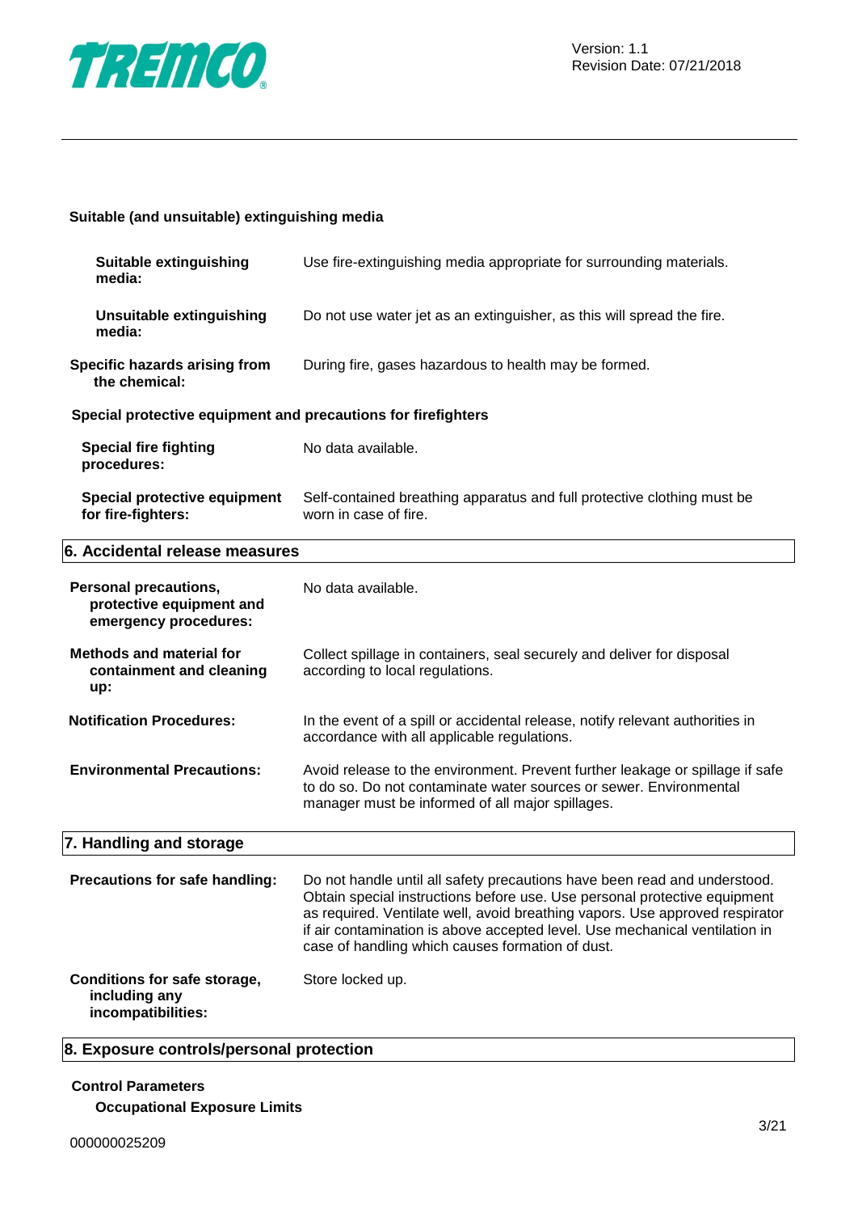**Suitable (and unsuitable) extinguishing media**

**Suitable extinguishing media:** Use fire-extinguishing media appropriate for surrounding materials.

**Unsuitable extinguishing media:** Do not use water jet as an extinguisher, as this will spread the fire.

**Specific hazards arising from the chemical:** During fire, gases hazardous to health may be formed.

**Special protective equipment and precautions for firefighters**

**Special fire fighting procedures:** No data available.

**Special protective equipment for fire-fighters:** Self-contained breathing apparatus and full protective clothing must be worn in case of fire.

## 6. Accidental release measures

**Personal precautions, protective equipment and emergency procedures:** No data available.

**Methods and material for containment and cleaning up:** Collect spillage in containers, seal securely and deliver for disposal according to local regulations.

**Notification Procedures:** In the event of a spill or accidental release, notify relevant authorities in accordance with all applicable regulations.

**Environmental Precautions:** Avoid release to the environment. Prevent further leakage or spillage if safe to do so. Do not contaminate water sources or sewer. Environmental manager must be informed of all major spillages.

## 7. Handling and storage

**Precautions for safe handling:** Do not handle until all safety precautions have been read and understood. Obtain special instructions before use. Use personal protective equipment as required. Ventilate well, avoid breathing vapors. Use approved respirator if air contamination is above accepted level. Use mechanical ventilation in case of handling which causes formation of dust.

**Conditions for safe storage, including any incompatibilities:** Store locked up.

## 8. Exposure controls/personal protection

**Control Parameters**

**Occupational Exposure Limits**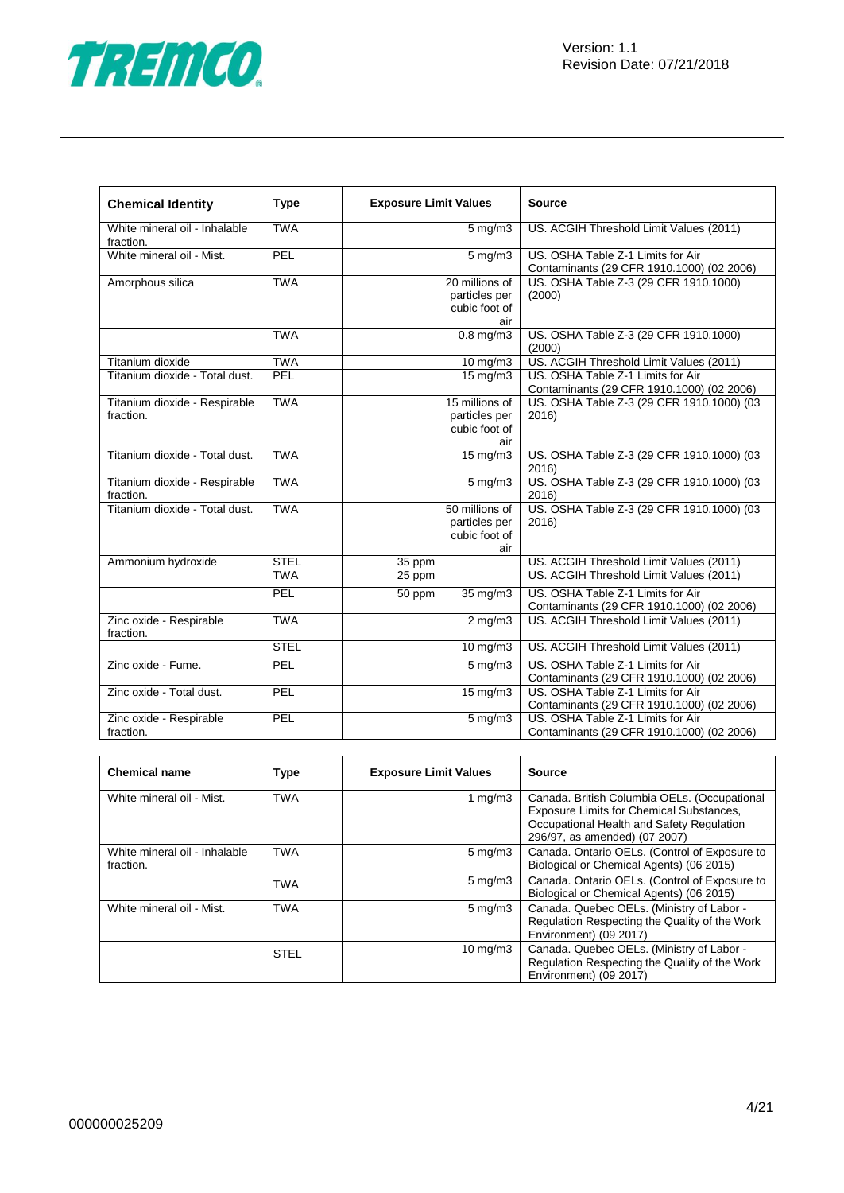| Chemical Identity | Type | Exposure Limit Values | | Source |
|---|---|---|---|---|
| White mineral oil - Inhalable fraction. | TWA | | 5 mg/m3 | US. ACGIH Threshold Limit Values (2011) |
| White mineral oil - Mist. | PEL | | 5 mg/m3 | US. OSHA Table Z-1 Limits for Air Contaminants (29 CFR 1910.1000) (02 2006) |
| Amorphous silica | TWA | | 20 millions of particles per cubic foot of air | US. OSHA Table Z-3 (29 CFR 1910.1000) (2000) |
| | TWA | | 0.8 mg/m3 | US. OSHA Table Z-3 (29 CFR 1910.1000) (2000) |
| Titanium dioxide | TWA | | 10 mg/m3 | US. ACGIH Threshold Limit Values (2011) |
| Titanium dioxide - Total dust. | PEL | | 15 mg/m3 | US. OSHA Table Z-1 Limits for Air Contaminants (29 CFR 1910.1000) (02 2006) |
| Titanium dioxide - Respirable fraction. | TWA | | 15 millions of particles per cubic foot of air | US. OSHA Table Z-3 (29 CFR 1910.1000) (03 2016) |
| Titanium dioxide - Total dust. | TWA | | 15 mg/m3 | US. OSHA Table Z-3 (29 CFR 1910.1000) (03 2016) |
| Titanium dioxide - Respirable fraction. | TWA | | 5 mg/m3 | US. OSHA Table Z-3 (29 CFR 1910.1000) (03 2016) |
| Titanium dioxide - Total dust. | TWA | | 50 millions of particles per cubic foot of air | US. OSHA Table Z-3 (29 CFR 1910.1000) (03 2016) |
| Ammonium hydroxide | STEL | 35 ppm | | US. ACGIH Threshold Limit Values (2011) |
| | TWA | 25 ppm | | US. ACGIH Threshold Limit Values (2011) |
| | PEL | 50 ppm | 35 mg/m3 | US. OSHA Table Z-1 Limits for Air Contaminants (29 CFR 1910.1000) (02 2006) |
| Zinc oxide - Respirable fraction. | TWA | | 2 mg/m3 | US. ACGIH Threshold Limit Values (2011) |
| | STEL | | 10 mg/m3 | US. ACGIH Threshold Limit Values (2011) |
| Zinc oxide - Fume. | PEL | | 5 mg/m3 | US. OSHA Table Z-1 Limits for Air Contaminants (29 CFR 1910.1000) (02 2006) |
| Zinc oxide - Total dust. | PEL | | 15 mg/m3 | US. OSHA Table Z-1 Limits for Air Contaminants (29 CFR 1910.1000) (02 2006) |
| Zinc oxide - Respirable fraction. | PEL | | 5 mg/m3 | US. OSHA Table Z-1 Limits for Air Contaminants (29 CFR 1910.1000) (02 2006) |

| Chemical name | Type | Exposure Limit Values | Source |
|---|---|---|---|
| White mineral oil - Mist. | TWA | 1 mg/m3 | Canada. British Columbia OELs. (Occupational Exposure Limits for Chemical Substances, Occupational Health and Safety Regulation 296/97, as amended) (07 2007) |
| White mineral oil - Inhalable fraction. | TWA | 5 mg/m3 | Canada. Ontario OELs. (Control of Exposure to Biological or Chemical Agents) (06 2015) |
| | TWA | 5 mg/m3 | Canada. Ontario OELs. (Control of Exposure to Biological or Chemical Agents) (06 2015) |
| White mineral oil - Mist. | TWA | 5 mg/m3 | Canada. Quebec OELs. (Ministry of Labor - Regulation Respecting the Quality of the Work Environment) (09 2017) |
| | STEL | 10 mg/m3 | Canada. Quebec OELs. (Ministry of Labor - Regulation Respecting the Quality of the Work Environment) (09 2017) |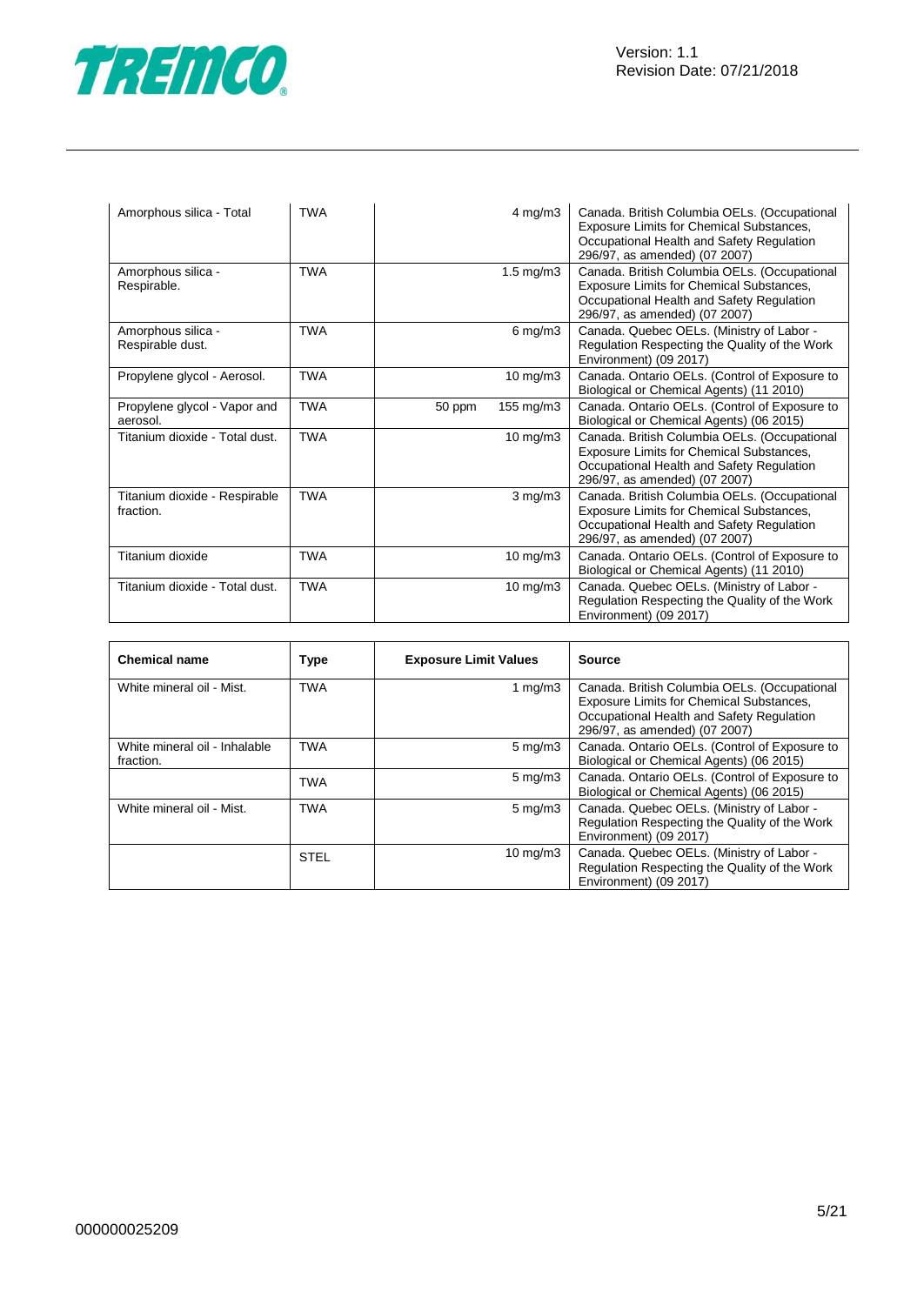| Chemical name | Type | Exposure Limit Values | | Source |
|---|---|---|---|---|
| Amorphous silica - Total | TWA | | 4 mg/m3 | Canada. British Columbia OELs. (Occupational Exposure Limits for Chemical Substances, Occupational Health and Safety Regulation 296/97, as amended) (07 2007) |
| Amorphous silica - Respirable. | TWA | | 1.5 mg/m3 | Canada. British Columbia OELs. (Occupational Exposure Limits for Chemical Substances, Occupational Health and Safety Regulation 296/97, as amended) (07 2007) |
| Amorphous silica - Respirable dust. | TWA | | 6 mg/m3 | Canada. Quebec OELs. (Ministry of Labor - Regulation Respecting the Quality of the Work Environment) (09 2017) |
| Propylene glycol - Aerosol. | TWA | | 10 mg/m3 | Canada. Ontario OELs. (Control of Exposure to Biological or Chemical Agents) (11 2010) |
| Propylene glycol - Vapor and aerosol. | TWA | 50 ppm | 155 mg/m3 | Canada. Ontario OELs. (Control of Exposure to Biological or Chemical Agents) (06 2015) |
| Titanium dioxide - Total dust. | TWA | | 10 mg/m3 | Canada. British Columbia OELs. (Occupational Exposure Limits for Chemical Substances, Occupational Health and Safety Regulation 296/97, as amended) (07 2007) |
| Titanium dioxide - Respirable fraction. | TWA | | 3 mg/m3 | Canada. British Columbia OELs. (Occupational Exposure Limits for Chemical Substances, Occupational Health and Safety Regulation 296/97, as amended) (07 2007) |
| Titanium dioxide | TWA | | 10 mg/m3 | Canada. Ontario OELs. (Control of Exposure to Biological or Chemical Agents) (11 2010) |
| Titanium dioxide - Total dust. | TWA | | 10 mg/m3 | Canada. Quebec OELs. (Ministry of Labor - Regulation Respecting the Quality of the Work Environment) (09 2017) |

| Chemical name | Type | Exposure Limit Values | Source |
|---|---|---|---|
| White mineral oil - Mist. | TWA | 1 mg/m3 | Canada. British Columbia OELs. (Occupational Exposure Limits for Chemical Substances, Occupational Health and Safety Regulation 296/97, as amended) (07 2007) |
| White mineral oil - Inhalable fraction. | TWA | 5 mg/m3 | Canada. Ontario OELs. (Control of Exposure to Biological or Chemical Agents) (06 2015) |
| | TWA | 5 mg/m3 | Canada. Ontario OELs. (Control of Exposure to Biological or Chemical Agents) (06 2015) |
| White mineral oil - Mist. | TWA | 5 mg/m3 | Canada. Quebec OELs. (Ministry of Labor - Regulation Respecting the Quality of the Work Environment) (09 2017) |
| | STEL | 10 mg/m3 | Canada. Quebec OELs. (Ministry of Labor - Regulation Respecting the Quality of the Work Environment) (09 2017) |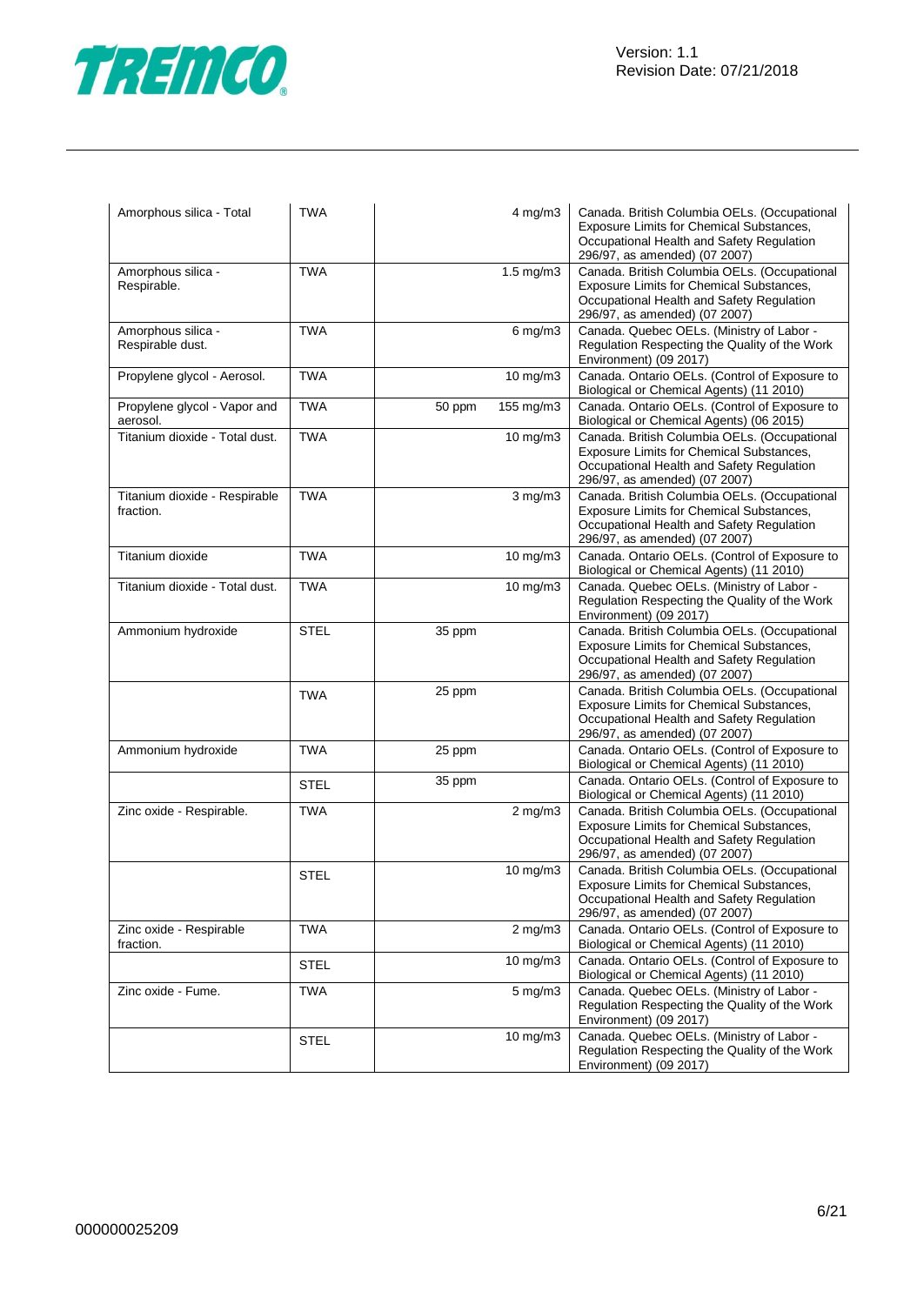| | | | | |
|---|---|---|---|---|
| Amorphous silica - Total | TWA | | 4 mg/m3 | Canada. British Columbia OELs. (Occupational Exposure Limits for Chemical Substances, Occupational Health and Safety Regulation 296/97, as amended) (07 2007) |
| Amorphous silica - Respirable. | TWA | | 1.5 mg/m3 | Canada. British Columbia OELs. (Occupational Exposure Limits for Chemical Substances, Occupational Health and Safety Regulation 296/97, as amended) (07 2007) |
| Amorphous silica - Respirable dust. | TWA | | 6 mg/m3 | Canada. Quebec OELs. (Ministry of Labor - Regulation Respecting the Quality of the Work Environment) (09 2017) |
| Propylene glycol - Aerosol. | TWA | | 10 mg/m3 | Canada. Ontario OELs. (Control of Exposure to Biological or Chemical Agents) (11 2010) |
| Propylene glycol - Vapor and aerosol. | TWA | 50 ppm | 155 mg/m3 | Canada. Ontario OELs. (Control of Exposure to Biological or Chemical Agents) (06 2015) |
| Titanium dioxide - Total dust. | TWA | | 10 mg/m3 | Canada. British Columbia OELs. (Occupational Exposure Limits for Chemical Substances, Occupational Health and Safety Regulation 296/97, as amended) (07 2007) |
| Titanium dioxide - Respirable fraction. | TWA | | 3 mg/m3 | Canada. British Columbia OELs. (Occupational Exposure Limits for Chemical Substances, Occupational Health and Safety Regulation 296/97, as amended) (07 2007) |
| Titanium dioxide | TWA | | 10 mg/m3 | Canada. Ontario OELs. (Control of Exposure to Biological or Chemical Agents) (11 2010) |
| Titanium dioxide - Total dust. | TWA | | 10 mg/m3 | Canada. Quebec OELs. (Ministry of Labor - Regulation Respecting the Quality of the Work Environment) (09 2017) |
| Ammonium hydroxide | STEL | 35 ppm | | Canada. British Columbia OELs. (Occupational Exposure Limits for Chemical Substances, Occupational Health and Safety Regulation 296/97, as amended) (07 2007) |
| | TWA | 25 ppm | | Canada. British Columbia OELs. (Occupational Exposure Limits for Chemical Substances, Occupational Health and Safety Regulation 296/97, as amended) (07 2007) |
| Ammonium hydroxide | TWA | 25 ppm | | Canada. Ontario OELs. (Control of Exposure to Biological or Chemical Agents) (11 2010) |
| | STEL | 35 ppm | | Canada. Ontario OELs. (Control of Exposure to Biological or Chemical Agents) (11 2010) |
| Zinc oxide - Respirable. | TWA | | 2 mg/m3 | Canada. British Columbia OELs. (Occupational Exposure Limits for Chemical Substances, Occupational Health and Safety Regulation 296/97, as amended) (07 2007) |
| | STEL | | 10 mg/m3 | Canada. British Columbia OELs. (Occupational Exposure Limits for Chemical Substances, Occupational Health and Safety Regulation 296/97, as amended) (07 2007) |
| Zinc oxide - Respirable fraction. | TWA | | 2 mg/m3 | Canada. Ontario OELs. (Control of Exposure to Biological or Chemical Agents) (11 2010) |
| | STEL | | 10 mg/m3 | Canada. Ontario OELs. (Control of Exposure to Biological or Chemical Agents) (11 2010) |
| Zinc oxide - Fume. | TWA | | 5 mg/m3 | Canada. Quebec OELs. (Ministry of Labor - Regulation Respecting the Quality of the Work Environment) (09 2017) |
| | STEL | | 10 mg/m3 | Canada. Quebec OELs. (Ministry of Labor - Regulation Respecting the Quality of the Work Environment) (09 2017) |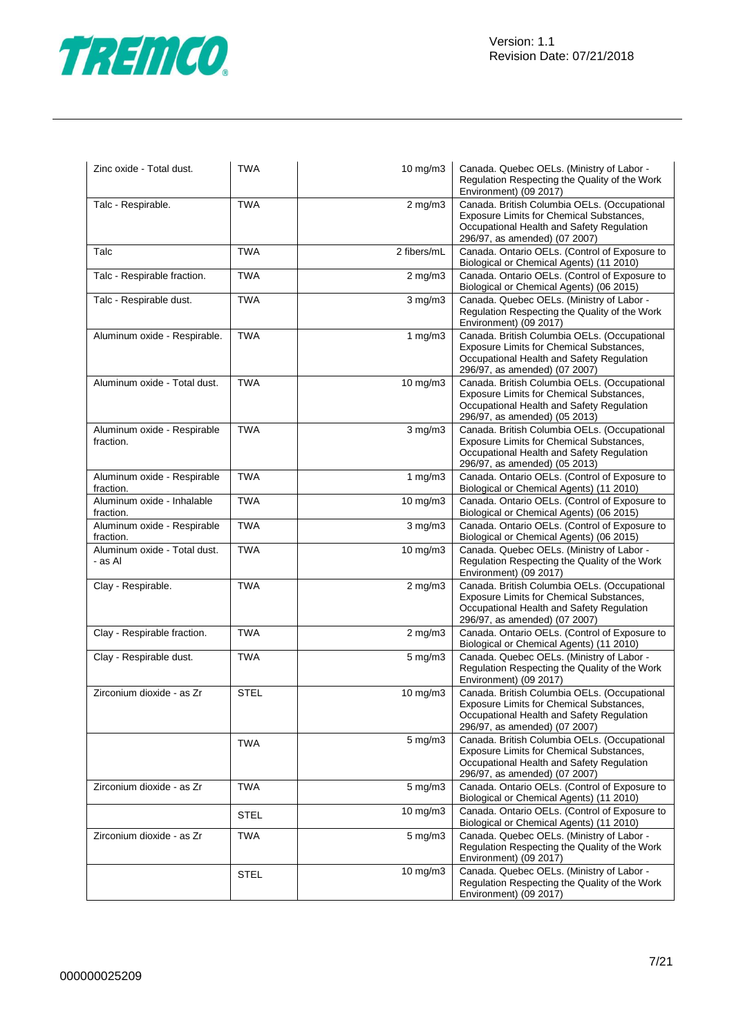| Zinc oxide - Total dust. | TWA | 10 mg/m3 | Canada. Quebec OELs. (Ministry of Labor - Regulation Respecting the Quality of the Work Environment) (09 2017) |
|---|---|---|---|
| Talc - Respirable. | TWA | 2 mg/m3 | Canada. British Columbia OELs. (Occupational Exposure Limits for Chemical Substances, Occupational Health and Safety Regulation 296/97, as amended) (07 2007) |
| Talc | TWA | 2 fibers/mL | Canada. Ontario OELs. (Control of Exposure to Biological or Chemical Agents) (11 2010) |
| Talc - Respirable fraction. | TWA | 2 mg/m3 | Canada. Ontario OELs. (Control of Exposure to Biological or Chemical Agents) (06 2015) |
| Talc - Respirable dust. | TWA | 3 mg/m3 | Canada. Quebec OELs. (Ministry of Labor - Regulation Respecting the Quality of the Work Environment) (09 2017) |
| Aluminum oxide - Respirable. | TWA | 1 mg/m3 | Canada. British Columbia OELs. (Occupational Exposure Limits for Chemical Substances, Occupational Health and Safety Regulation 296/97, as amended) (07 2007) |
| Aluminum oxide - Total dust. | TWA | 10 mg/m3 | Canada. British Columbia OELs. (Occupational Exposure Limits for Chemical Substances, Occupational Health and Safety Regulation 296/97, as amended) (05 2013) |
| Aluminum oxide - Respirable fraction. | TWA | 3 mg/m3 | Canada. British Columbia OELs. (Occupational Exposure Limits for Chemical Substances, Occupational Health and Safety Regulation 296/97, as amended) (05 2013) |
| Aluminum oxide - Respirable fraction. | TWA | 1 mg/m3 | Canada. Ontario OELs. (Control of Exposure to Biological or Chemical Agents) (11 2010) |
| Aluminum oxide - Inhalable fraction. | TWA | 10 mg/m3 | Canada. Ontario OELs. (Control of Exposure to Biological or Chemical Agents) (06 2015) |
| Aluminum oxide - Respirable fraction. | TWA | 3 mg/m3 | Canada. Ontario OELs. (Control of Exposure to Biological or Chemical Agents) (06 2015) |
| Aluminum oxide - Total dust. - as Al | TWA | 10 mg/m3 | Canada. Quebec OELs. (Ministry of Labor - Regulation Respecting the Quality of the Work Environment) (09 2017) |
| Clay - Respirable. | TWA | 2 mg/m3 | Canada. British Columbia OELs. (Occupational Exposure Limits for Chemical Substances, Occupational Health and Safety Regulation 296/97, as amended) (07 2007) |
| Clay - Respirable fraction. | TWA | 2 mg/m3 | Canada. Ontario OELs. (Control of Exposure to Biological or Chemical Agents) (11 2010) |
| Clay - Respirable dust. | TWA | 5 mg/m3 | Canada. Quebec OELs. (Ministry of Labor - Regulation Respecting the Quality of the Work Environment) (09 2017) |
| Zirconium dioxide - as Zr | STEL | 10 mg/m3 | Canada. British Columbia OELs. (Occupational Exposure Limits for Chemical Substances, Occupational Health and Safety Regulation 296/97, as amended) (07 2007) |
| | TWA | 5 mg/m3 | Canada. British Columbia OELs. (Occupational Exposure Limits for Chemical Substances, Occupational Health and Safety Regulation 296/97, as amended) (07 2007) |
| Zirconium dioxide - as Zr | TWA | 5 mg/m3 | Canada. Ontario OELs. (Control of Exposure to Biological or Chemical Agents) (11 2010) |
| | STEL | 10 mg/m3 | Canada. Ontario OELs. (Control of Exposure to Biological or Chemical Agents) (11 2010) |
| Zirconium dioxide - as Zr | TWA | 5 mg/m3 | Canada. Quebec OELs. (Ministry of Labor - Regulation Respecting the Quality of the Work Environment) (09 2017) |
| | STEL | 10 mg/m3 | Canada. Quebec OELs. (Ministry of Labor - Regulation Respecting the Quality of the Work Environment) (09 2017) |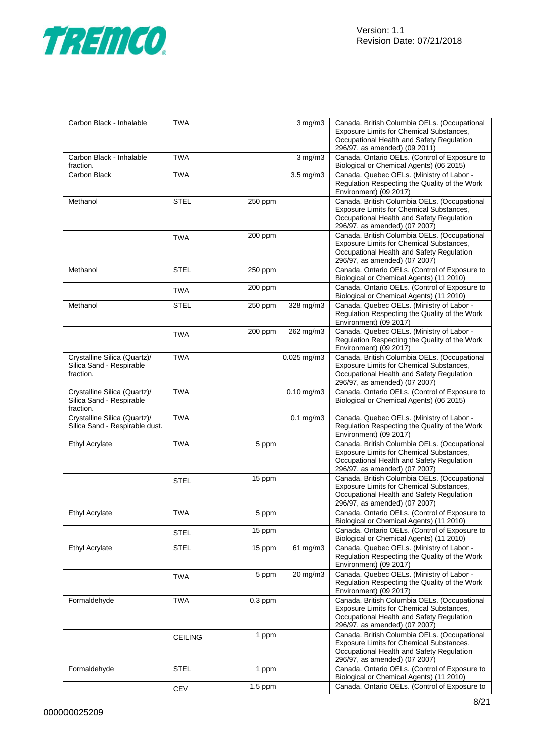| Carbon Black - Inhalable | TWA | | 3 mg/m3 | Canada. British Columbia OELs. (Occupational Exposure Limits for Chemical Substances, Occupational Health and Safety Regulation 296/97, as amended) (09 2011) |
|---|---|---|---|---|
| Carbon Black - Inhalable fraction. | TWA | | 3 mg/m3 | Canada. Ontario OELs. (Control of Exposure to Biological or Chemical Agents) (06 2015) |
| Carbon Black | TWA | | 3.5 mg/m3 | Canada. Quebec OELs. (Ministry of Labor - Regulation Respecting the Quality of the Work Environment) (09 2017) |
| Methanol | STEL | 250 ppm | | Canada. British Columbia OELs. (Occupational Exposure Limits for Chemical Substances, Occupational Health and Safety Regulation 296/97, as amended) (07 2007) |
| | TWA | 200 ppm | | Canada. British Columbia OELs. (Occupational Exposure Limits for Chemical Substances, Occupational Health and Safety Regulation 296/97, as amended) (07 2007) |
| Methanol | STEL | 250 ppm | | Canada. Ontario OELs. (Control of Exposure to Biological or Chemical Agents) (11 2010) |
| | TWA | 200 ppm | | Canada. Ontario OELs. (Control of Exposure to Biological or Chemical Agents) (11 2010) |
| Methanol | STEL | 250 ppm | 328 mg/m3 | Canada. Quebec OELs. (Ministry of Labor - Regulation Respecting the Quality of the Work Environment) (09 2017) |
| | TWA | 200 ppm | 262 mg/m3 | Canada. Quebec OELs. (Ministry of Labor - Regulation Respecting the Quality of the Work Environment) (09 2017) |
| Crystalline Silica (Quartz)/ Silica Sand - Respirable fraction. | TWA | | 0.025 mg/m3 | Canada. British Columbia OELs. (Occupational Exposure Limits for Chemical Substances, Occupational Health and Safety Regulation 296/97, as amended) (07 2007) |
| Crystalline Silica (Quartz)/ Silica Sand - Respirable fraction. | TWA | | 0.10 mg/m3 | Canada. Ontario OELs. (Control of Exposure to Biological or Chemical Agents) (06 2015) |
| Crystalline Silica (Quartz)/ Silica Sand - Respirable dust. | TWA | | 0.1 mg/m3 | Canada. Quebec OELs. (Ministry of Labor - Regulation Respecting the Quality of the Work Environment) (09 2017) |
| Ethyl Acrylate | TWA | 5 ppm | | Canada. British Columbia OELs. (Occupational Exposure Limits for Chemical Substances, Occupational Health and Safety Regulation 296/97, as amended) (07 2007) |
| | STEL | 15 ppm | | Canada. British Columbia OELs. (Occupational Exposure Limits for Chemical Substances, Occupational Health and Safety Regulation 296/97, as amended) (07 2007) |
| Ethyl Acrylate | TWA | 5 ppm | | Canada. Ontario OELs. (Control of Exposure to Biological or Chemical Agents) (11 2010) |
| | STEL | 15 ppm | | Canada. Ontario OELs. (Control of Exposure to Biological or Chemical Agents) (11 2010) |
| Ethyl Acrylate | STEL | 15 ppm | 61 mg/m3 | Canada. Quebec OELs. (Ministry of Labor - Regulation Respecting the Quality of the Work Environment) (09 2017) |
| | TWA | 5 ppm | 20 mg/m3 | Canada. Quebec OELs. (Ministry of Labor - Regulation Respecting the Quality of the Work Environment) (09 2017) |
| Formaldehyde | TWA | 0.3 ppm | | Canada. British Columbia OELs. (Occupational Exposure Limits for Chemical Substances, Occupational Health and Safety Regulation 296/97, as amended) (07 2007) |
| | CEILING | 1 ppm | | Canada. British Columbia OELs. (Occupational Exposure Limits for Chemical Substances, Occupational Health and Safety Regulation 296/97, as amended) (07 2007) |
| Formaldehyde | STEL | 1 ppm | | Canada. Ontario OELs. (Control of Exposure to Biological or Chemical Agents) (11 2010) |
| | CEV | 1.5 ppm | | Canada. Ontario OELs. (Control of Exposure to |

000000025209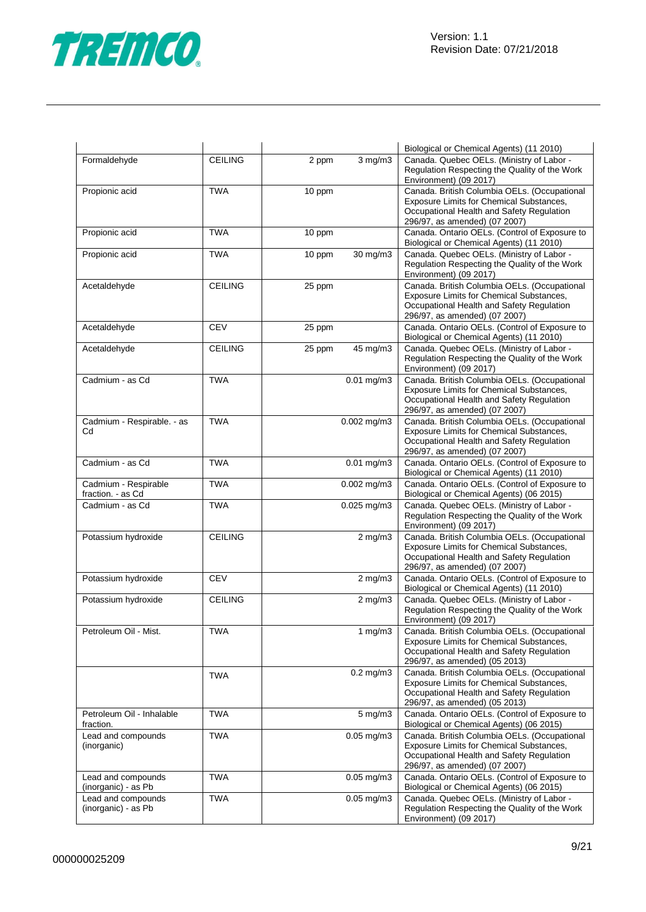| | | | | |
|---|---|---|---|---|
| | | | | Biological or Chemical Agents) (11 2010) |
| Formaldehyde | CEILING | 2 ppm | 3 mg/m3 | Canada. Quebec OELs. (Ministry of Labor - Regulation Respecting the Quality of the Work Environment) (09 2017) |
| Propionic acid | TWA | 10 ppm | | Canada. British Columbia OELs. (Occupational Exposure Limits for Chemical Substances, Occupational Health and Safety Regulation 296/97, as amended) (07 2007) |
| Propionic acid | TWA | 10 ppm | | Canada. Ontario OELs. (Control of Exposure to Biological or Chemical Agents) (11 2010) |
| Propionic acid | TWA | 10 ppm | 30 mg/m3 | Canada. Quebec OELs. (Ministry of Labor - Regulation Respecting the Quality of the Work Environment) (09 2017) |
| Acetaldehyde | CEILING | 25 ppm | | Canada. British Columbia OELs. (Occupational Exposure Limits for Chemical Substances, Occupational Health and Safety Regulation 296/97, as amended) (07 2007) |
| Acetaldehyde | CEV | 25 ppm | | Canada. Ontario OELs. (Control of Exposure to Biological or Chemical Agents) (11 2010) |
| Acetaldehyde | CEILING | 25 ppm | 45 mg/m3 | Canada. Quebec OELs. (Ministry of Labor - Regulation Respecting the Quality of the Work Environment) (09 2017) |
| Cadmium - as Cd | TWA | | 0.01 mg/m3 | Canada. British Columbia OELs. (Occupational Exposure Limits for Chemical Substances, Occupational Health and Safety Regulation 296/97, as amended) (07 2007) |
| Cadmium - Respirable. - as Cd | TWA | | 0.002 mg/m3 | Canada. British Columbia OELs. (Occupational Exposure Limits for Chemical Substances, Occupational Health and Safety Regulation 296/97, as amended) (07 2007) |
| Cadmium - as Cd | TWA | | 0.01 mg/m3 | Canada. Ontario OELs. (Control of Exposure to Biological or Chemical Agents) (11 2010) |
| Cadmium - Respirable fraction. - as Cd | TWA | | 0.002 mg/m3 | Canada. Ontario OELs. (Control of Exposure to Biological or Chemical Agents) (06 2015) |
| Cadmium - as Cd | TWA | | 0.025 mg/m3 | Canada. Quebec OELs. (Ministry of Labor - Regulation Respecting the Quality of the Work Environment) (09 2017) |
| Potassium hydroxide | CEILING | | 2 mg/m3 | Canada. British Columbia OELs. (Occupational Exposure Limits for Chemical Substances, Occupational Health and Safety Regulation 296/97, as amended) (07 2007) |
| Potassium hydroxide | CEV | | 2 mg/m3 | Canada. Ontario OELs. (Control of Exposure to Biological or Chemical Agents) (11 2010) |
| Potassium hydroxide | CEILING | | 2 mg/m3 | Canada. Quebec OELs. (Ministry of Labor - Regulation Respecting the Quality of the Work Environment) (09 2017) |
| Petroleum Oil - Mist. | TWA | | 1 mg/m3 | Canada. British Columbia OELs. (Occupational Exposure Limits for Chemical Substances, Occupational Health and Safety Regulation 296/97, as amended) (05 2013) |
| | TWA | | 0.2 mg/m3 | Canada. British Columbia OELs. (Occupational Exposure Limits for Chemical Substances, Occupational Health and Safety Regulation 296/97, as amended) (05 2013) |
| Petroleum Oil - Inhalable fraction. | TWA | | 5 mg/m3 | Canada. Ontario OELs. (Control of Exposure to Biological or Chemical Agents) (06 2015) |
| Lead and compounds (inorganic) | TWA | | 0.05 mg/m3 | Canada. British Columbia OELs. (Occupational Exposure Limits for Chemical Substances, Occupational Health and Safety Regulation 296/97, as amended) (07 2007) |
| Lead and compounds (inorganic) - as Pb | TWA | | 0.05 mg/m3 | Canada. Ontario OELs. (Control of Exposure to Biological or Chemical Agents) (06 2015) |
| Lead and compounds (inorganic) - as Pb | TWA | | 0.05 mg/m3 | Canada. Quebec OELs. (Ministry of Labor - Regulation Respecting the Quality of the Work Environment) (09 2017) |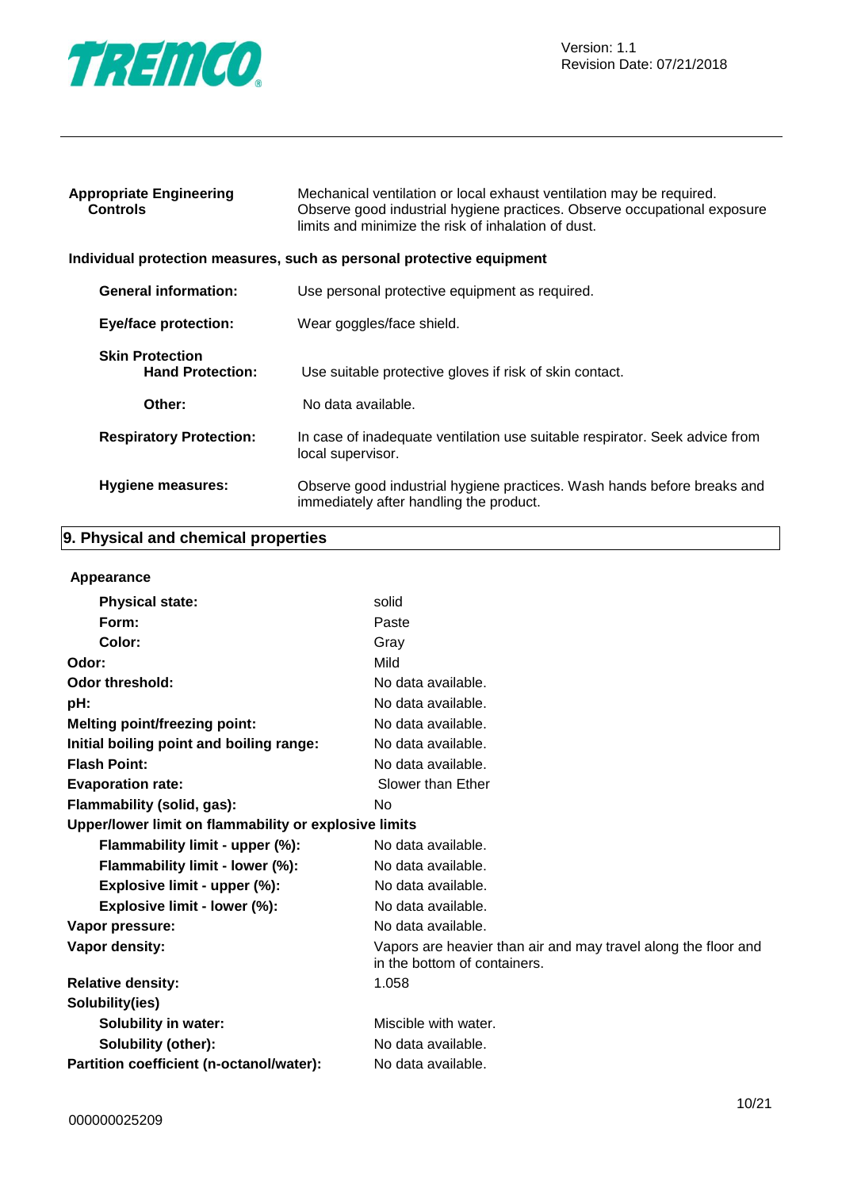| | |
|---|---|
| **Appropriate Engineering Controls** | Mechanical ventilation or local exhaust ventilation may be required. Observe good industrial hygiene practices. Observe occupational exposure limits and minimize the risk of inhalation of dust. |

**Individual protection measures, such as personal protective equipment**

| | |
|---|---|
| **General information:** | Use personal protective equipment as required. |
| **Eye/face protection:** | Wear goggles/face shield. |
| **Skin Protection** | |
| **Hand Protection:** | Use suitable protective gloves if risk of skin contact. |
| **Other:** | No data available. |
| **Respiratory Protection:** | In case of inadequate ventilation use suitable respirator. Seek advice from local supervisor. |
| **Hygiene measures:** | Observe good industrial hygiene practices. Wash hands before breaks and immediately after handling the product. |

## 9. Physical and chemical properties

| | |
|---|---|
| **Appearance** | |
| **Physical state:** | solid |
| **Form:** | Paste |
| **Color:** | Gray |
| **Odor:** | Mild |
| **Odor threshold:** | No data available. |
| **pH:** | No data available. |
| **Melting point/freezing point:** | No data available. |
| **Initial boiling point and boiling range:** | No data available. |
| **Flash Point:** | No data available. |
| **Evaporation rate:** | Slower than Ether |
| **Flammability (solid, gas):** | No |
| **Upper/lower limit on flammability or explosive limits** | |
| **Flammability limit - upper (%):** | No data available. |
| **Flammability limit - lower (%):** | No data available. |
| **Explosive limit - upper (%):** | No data available. |
| **Explosive limit - lower (%):** | No data available. |
| **Vapor pressure:** | No data available. |
| **Vapor density:** | Vapors are heavier than air and may travel along the floor and in the bottom of containers. |
| **Relative density:** | 1.058 |
| **Solubility(ies)** | |
| **Solubility in water:** | Miscible with water. |
| **Solubility (other):** | No data available. |
| **Partition coefficient (n-octanol/water):** | No data available. |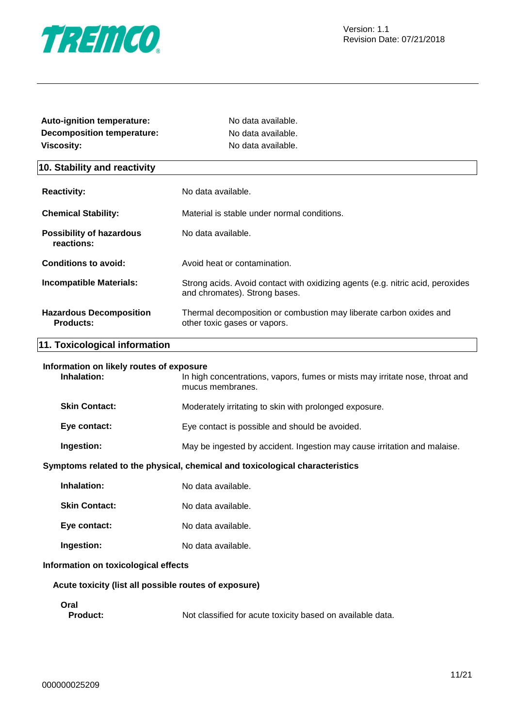| | |
|---|---|
| **Auto-ignition temperature:** | No data available. |
| **Decomposition temperature:** | No data available. |
| **Viscosity:** | No data available. |

## 10. Stability and reactivity

| | |
|---|---|
| **Reactivity:** | No data available. |
| **Chemical Stability:** | Material is stable under normal conditions. |
| **Possibility of hazardous reactions:** | No data available. |
| **Conditions to avoid:** | Avoid heat or contamination. |
| **Incompatible Materials:** | Strong acids. Avoid contact with oxidizing agents (e.g. nitric acid, peroxides and chromates). Strong bases. |
| **Hazardous Decomposition Products:** | Thermal decomposition or combustion may liberate carbon oxides and other toxic gases or vapors. |

## 11. Toxicological information

**Information on likely routes of exposure**

| | |
|---|---|
| **Inhalation:** | In high concentrations, vapors, fumes or mists may irritate nose, throat and mucus membranes. |
| **Skin Contact:** | Moderately irritating to skin with prolonged exposure. |
| **Eye contact:** | Eye contact is possible and should be avoided. |
| **Ingestion:** | May be ingested by accident. Ingestion may cause irritation and malaise. |

**Symptoms related to the physical, chemical and toxicological characteristics**

| | |
|---|---|
| **Inhalation:** | No data available. |
| **Skin Contact:** | No data available. |
| **Eye contact:** | No data available. |
| **Ingestion:** | No data available. |

**Information on toxicological effects**

**Acute toxicity (list all possible routes of exposure)**

**Oral**

| | |
|---|---|
| **Product:** | Not classified for acute toxicity based on available data. |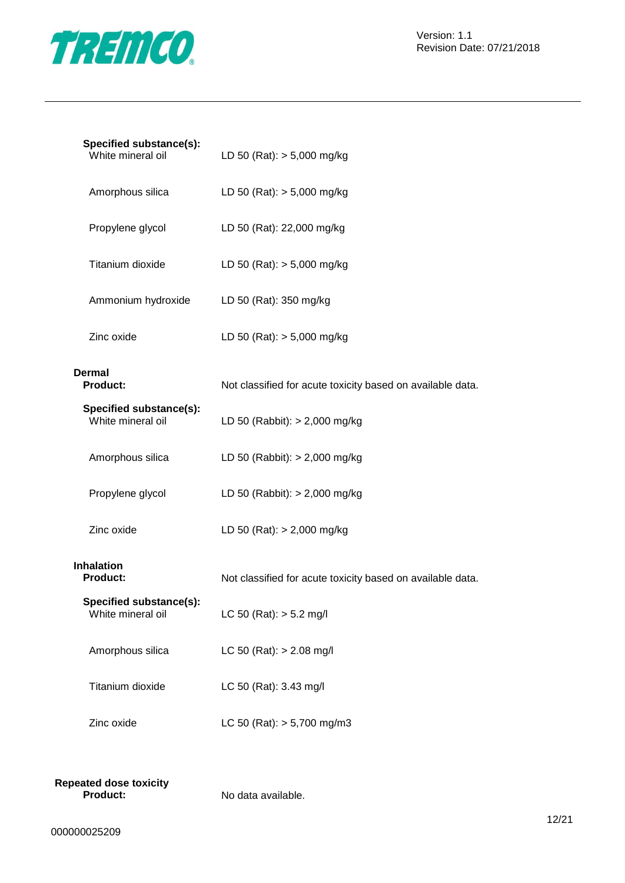**Specified substance(s):**

| | |
|---|---|
| White mineral oil | LD 50 (Rat): > 5,000 mg/kg |
| Amorphous silica | LD 50 (Rat): > 5,000 mg/kg |
| Propylene glycol | LD 50 (Rat): 22,000 mg/kg |
| Titanium dioxide | LD 50 (Rat): > 5,000 mg/kg |
| Ammonium hydroxide | LD 50 (Rat): 350 mg/kg |
| Zinc oxide | LD 50 (Rat): > 5,000 mg/kg |

**Dermal**

**Product:** Not classified for acute toxicity based on available data.

**Specified substance(s):**

| | |
|---|---|
| White mineral oil | LD 50 (Rabbit): > 2,000 mg/kg |
| Amorphous silica | LD 50 (Rabbit): > 2,000 mg/kg |
| Propylene glycol | LD 50 (Rabbit): > 2,000 mg/kg |
| Zinc oxide | LD 50 (Rat): > 2,000 mg/kg |

**Inhalation**

**Product:** Not classified for acute toxicity based on available data.

**Specified substance(s):**

| | |
|---|---|
| White mineral oil | LC 50 (Rat): > 5.2 mg/l |
| Amorphous silica | LC 50 (Rat): > 2.08 mg/l |
| Titanium dioxide | LC 50 (Rat): 3.43 mg/l |
| Zinc oxide | LC 50 (Rat): > 5,700 mg/m3 |

**Repeated dose toxicity**

**Product:** No data available.

000000025209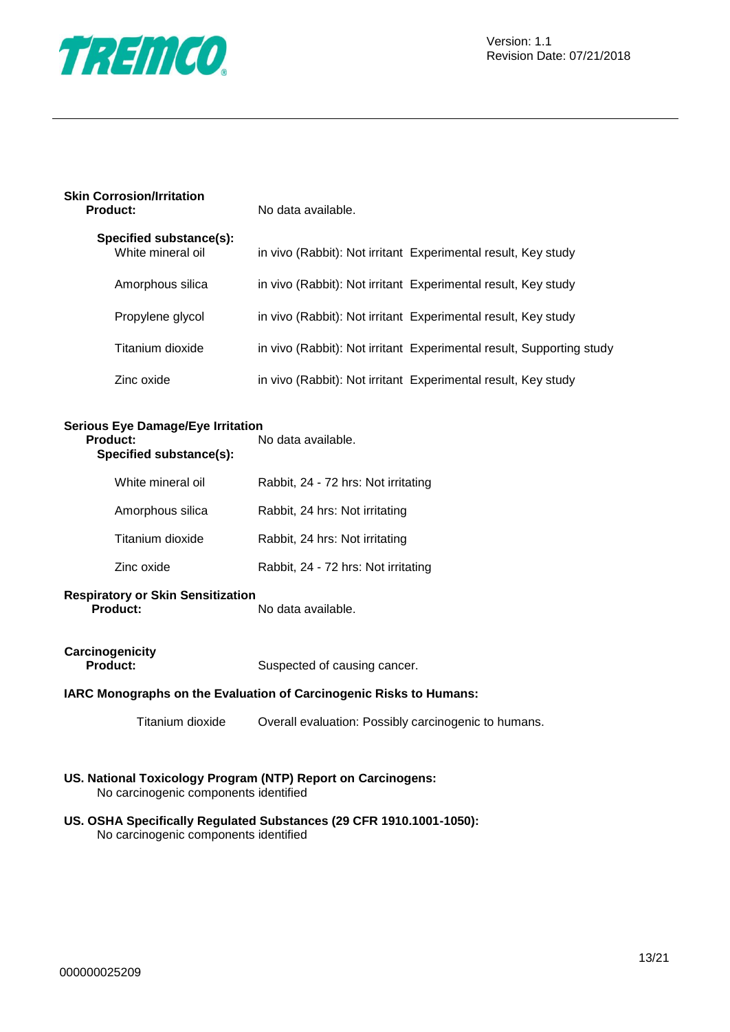**Skin Corrosion/Irritation**

**Product:** No data available.

**Specified substance(s):**

| | | |
|---|---|---|
| White mineral oil | in vivo (Rabbit): Not irritant | Experimental result, Key study |
| Amorphous silica | in vivo (Rabbit): Not irritant | Experimental result, Key study |
| Propylene glycol | in vivo (Rabbit): Not irritant | Experimental result, Key study |
| Titanium dioxide | in vivo (Rabbit): Not irritant | Experimental result, Supporting study |
| Zinc oxide | in vivo (Rabbit): Not irritant | Experimental result, Key study |

**Serious Eye Damage/Eye Irritation**

**Product:** No data available.

**Specified substance(s):**

| | |
|---|---|
| White mineral oil | Rabbit, 24 - 72 hrs: Not irritating |
| Amorphous silica | Rabbit, 24 hrs: Not irritating |
| Titanium dioxide | Rabbit, 24 hrs: Not irritating |
| Zinc oxide | Rabbit, 24 - 72 hrs: Not irritating |

**Respiratory or Skin Sensitization**

**Product:** No data available.

**Carcinogenicity**

**Product:** Suspected of causing cancer.

**IARC Monographs on the Evaluation of Carcinogenic Risks to Humans:**

Titanium dioxide — Overall evaluation: Possibly carcinogenic to humans.

**US. National Toxicology Program (NTP) Report on Carcinogens:**

No carcinogenic components identified

**US. OSHA Specifically Regulated Substances (29 CFR 1910.1001-1050):**

No carcinogenic components identified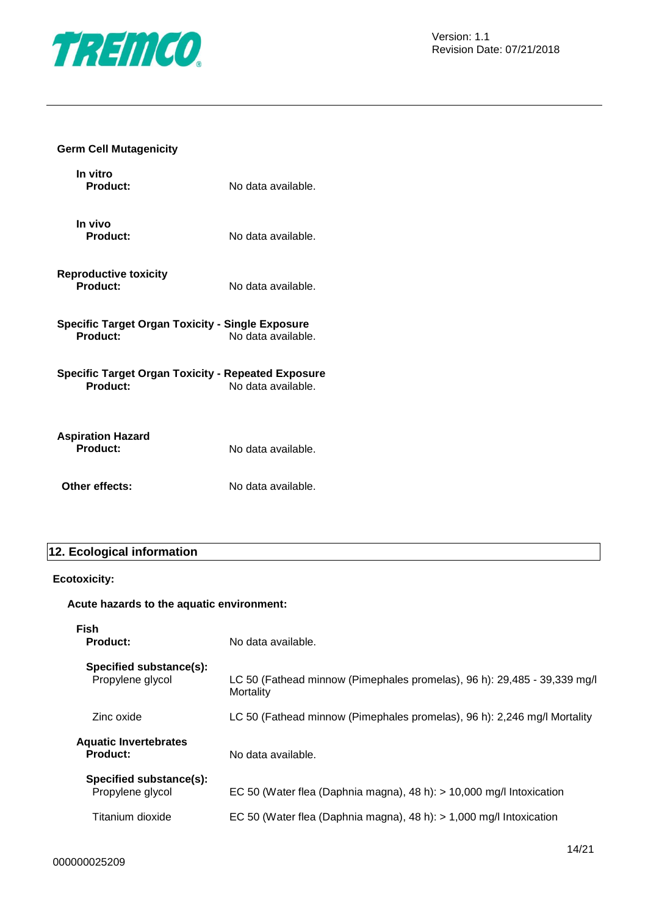**Germ Cell Mutagenicity**

**In vitro**

**Product:** No data available.

**In vivo**

**Product:** No data available.

**Reproductive toxicity**

**Product:** No data available.

**Specific Target Organ Toxicity - Single Exposure**

**Product:** No data available.

**Specific Target Organ Toxicity - Repeated Exposure**

**Product:** No data available.

**Aspiration Hazard**

**Product:** No data available.

**Other effects:** No data available.

## 12. Ecological information

**Ecotoxicity:**

**Acute hazards to the aquatic environment:**

**Fish**

**Product:** No data available.

**Specified substance(s):**

| | |
|---|---|
| Propylene glycol | LC 50 (Fathead minnow (Pimephales promelas), 96 h): 29,485 - 39,339 mg/l Mortality |
| Zinc oxide | LC 50 (Fathead minnow (Pimephales promelas), 96 h): 2,246 mg/l Mortality |

**Aquatic Invertebrates**

**Product:** No data available.

**Specified substance(s):**

| | |
|---|---|
| Propylene glycol | EC 50 (Water flea (Daphnia magna), 48 h): > 10,000 mg/l Intoxication |
| Titanium dioxide | EC 50 (Water flea (Daphnia magna), 48 h): > 1,000 mg/l Intoxication |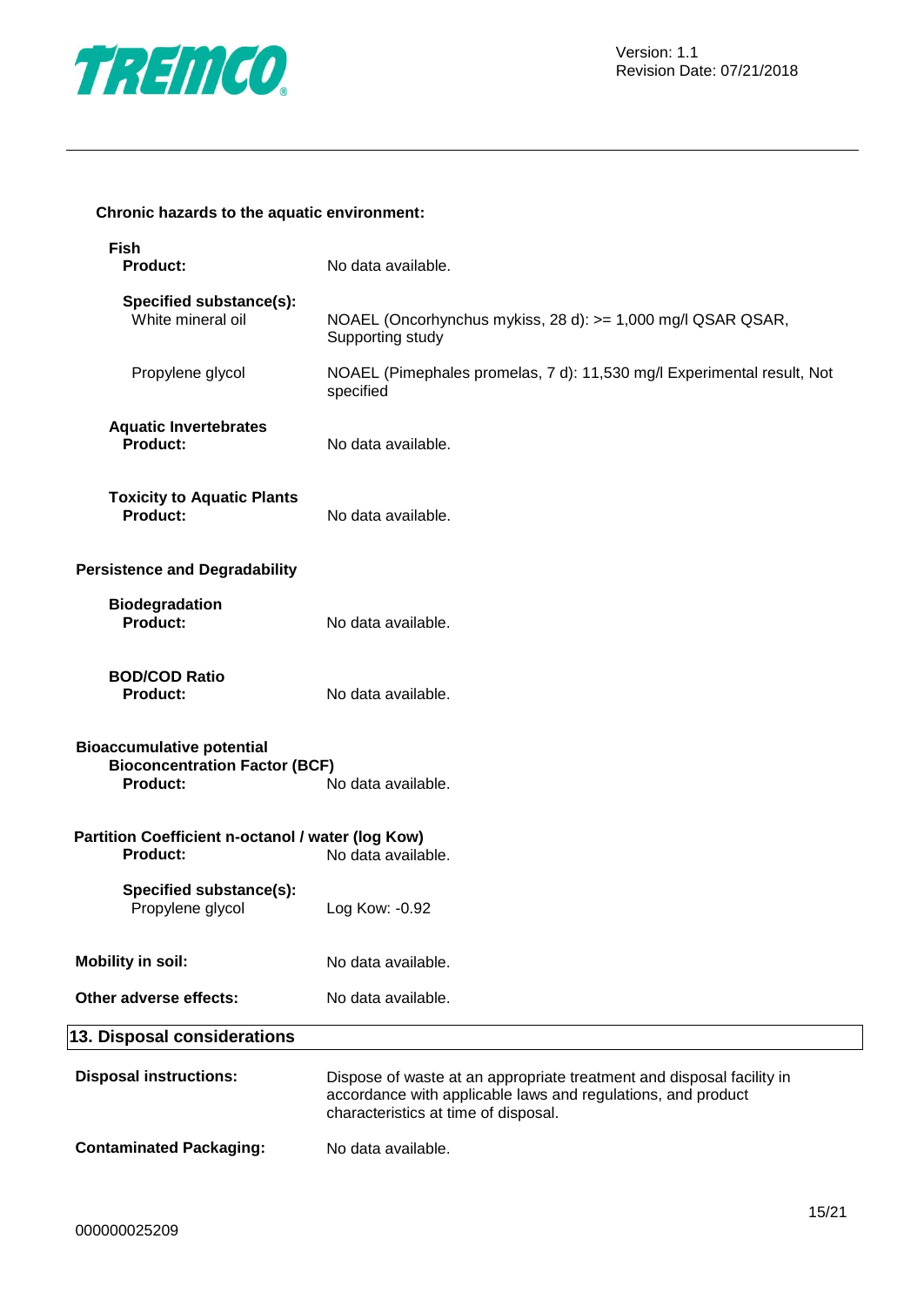**Chronic hazards to the aquatic environment:**

**Fish**

| | |
|---|---|
| **Product:** | No data available. |
| **Specified substance(s):** | |
| White mineral oil | NOAEL (Oncorhynchus mykiss, 28 d): >= 1,000 mg/l QSAR QSAR, Supporting study |
| Propylene glycol | NOAEL (Pimephales promelas, 7 d): 11,530 mg/l Experimental result, Not specified |

**Aquatic Invertebrates**

| | |
|---|---|
| **Product:** | No data available. |

**Toxicity to Aquatic Plants**

| | |
|---|---|
| **Product:** | No data available. |

**Persistence and Degradability**

**Biodegradation**

| | |
|---|---|
| **Product:** | No data available. |

**BOD/COD Ratio**

| | |
|---|---|
| **Product:** | No data available. |

**Bioaccumulative potential**

**Bioconcentration Factor (BCF)**

| | |
|---|---|
| **Product:** | No data available. |

**Partition Coefficient n-octanol / water (log Kow)**

| | |
|---|---|
| **Product:** | No data available. |
| **Specified substance(s):** | |
| Propylene glycol | Log Kow: -0.92 |

| | |
|---|---|
| **Mobility in soil:** | No data available. |
| **Other adverse effects:** | No data available. |

## 13. Disposal considerations

| | |
|---|---|
| **Disposal instructions:** | Dispose of waste at an appropriate treatment and disposal facility in accordance with applicable laws and regulations, and product characteristics at time of disposal. |
| **Contaminated Packaging:** | No data available. |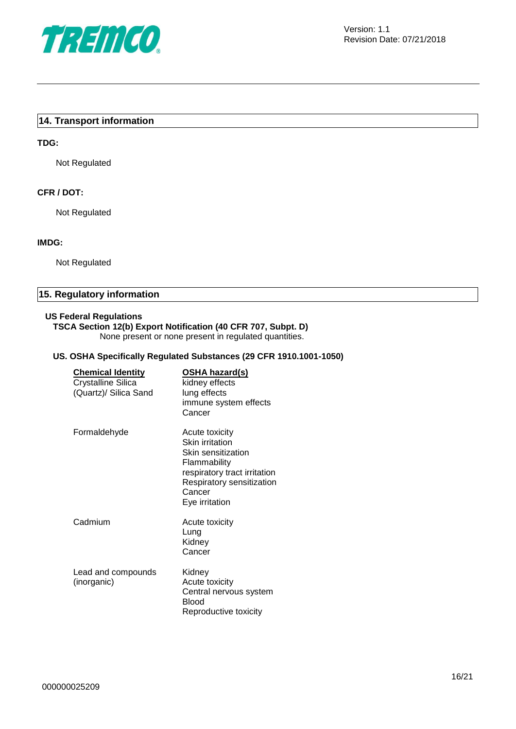## 14. Transport information

**TDG:**

Not Regulated

**CFR / DOT:**

Not Regulated

**IMDG:**

Not Regulated

## 15. Regulatory information

**US Federal Regulations**

**TSCA Section 12(b) Export Notification (40 CFR 707, Subpt. D)**

None present or none present in regulated quantities.

**US. OSHA Specifically Regulated Substances (29 CFR 1910.1001-1050)**

| Chemical Identity | OSHA hazard(s) |
|---|---|
| Crystalline Silica (Quartz)/ Silica Sand | kidney effects<br>lung effects<br>immune system effects<br>Cancer |
| Formaldehyde | Acute toxicity<br>Skin irritation<br>Skin sensitization<br>Flammability<br>respiratory tract irritation<br>Respiratory sensitization<br>Cancer<br>Eye irritation |
| Cadmium | Acute toxicity<br>Lung<br>Kidney<br>Cancer |
| Lead and compounds (inorganic) | Kidney<br>Acute toxicity<br>Central nervous system<br>Blood<br>Reproductive toxicity |

000000025209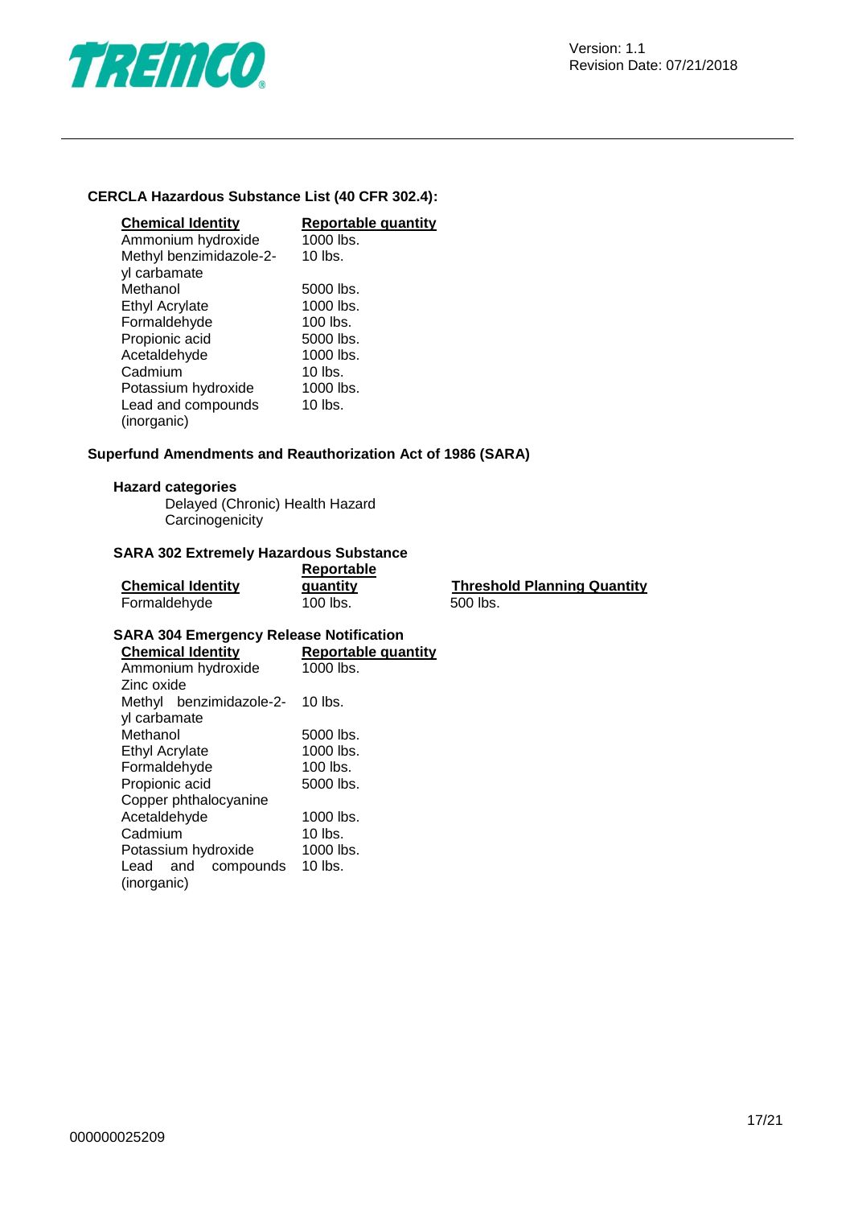**CERCLA Hazardous Substance List (40 CFR 302.4):**

| Chemical Identity | Reportable quantity |
|---|---|
| Ammonium hydroxide | 1000 lbs. |
| Methyl benzimidazole-2-yl carbamate | 10 lbs. |
| Methanol | 5000 lbs. |
| Ethyl Acrylate | 1000 lbs. |
| Formaldehyde | 100 lbs. |
| Propionic acid | 5000 lbs. |
| Acetaldehyde | 1000 lbs. |
| Cadmium | 10 lbs. |
| Potassium hydroxide | 1000 lbs. |
| Lead and compounds (inorganic) | 10 lbs. |

**Superfund Amendments and Reauthorization Act of 1986 (SARA)**

**Hazard categories**

Delayed (Chronic) Health Hazard
Carcinogenicity

**SARA 302 Extremely Hazardous Substance**

| Chemical Identity | Reportable quantity | Threshold Planning Quantity |
|---|---|---|
| Formaldehyde | 100 lbs. | 500 lbs. |

**SARA 304 Emergency Release Notification**

| Chemical Identity | Reportable quantity |
|---|---|
| Ammonium hydroxide | 1000 lbs. |
| Zinc oxide | |
| Methyl benzimidazole-2-yl carbamate | 10 lbs. |
| Methanol | 5000 lbs. |
| Ethyl Acrylate | 1000 lbs. |
| Formaldehyde | 100 lbs. |
| Propionic acid | 5000 lbs. |
| Copper phthalocyanine | |
| Acetaldehyde | 1000 lbs. |
| Cadmium | 10 lbs. |
| Potassium hydroxide | 1000 lbs. |
| Lead and compounds (inorganic) | 10 lbs. |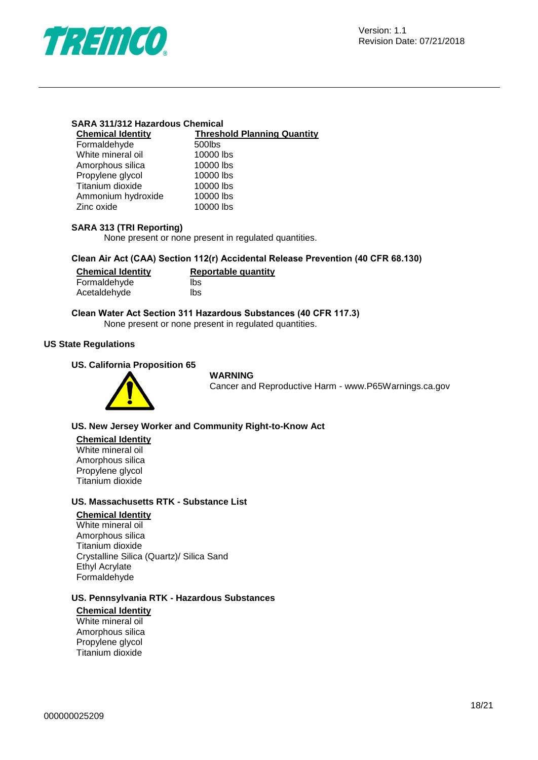**SARA 311/312 Hazardous Chemical**

| Chemical Identity | Threshold Planning Quantity |
|---|---|
| Formaldehyde | 500lbs |
| White mineral oil | 10000 lbs |
| Amorphous silica | 10000 lbs |
| Propylene glycol | 10000 lbs |
| Titanium dioxide | 10000 lbs |
| Ammonium hydroxide | 10000 lbs |
| Zinc oxide | 10000 lbs |

**SARA 313 (TRI Reporting)**

None present or none present in regulated quantities.

**Clean Air Act (CAA) Section 112(r) Accidental Release Prevention (40 CFR 68.130)**

| Chemical Identity | Reportable quantity |
|---|---|
| Formaldehyde | lbs |
| Acetaldehyde | lbs |

**Clean Water Act Section 311 Hazardous Substances (40 CFR 117.3)**

None present or none present in regulated quantities.

## US State Regulations

**US. California Proposition 65**

**WARNING**

Cancer and Reproductive Harm - www.P65Warnings.ca.gov

**US. New Jersey Worker and Community Right-to-Know Act**

**Chemical Identity**

White mineral oil
Amorphous silica
Propylene glycol
Titanium dioxide

**US. Massachusetts RTK - Substance List**

**Chemical Identity**

White mineral oil
Amorphous silica
Titanium dioxide
Crystalline Silica (Quartz)/ Silica Sand
Ethyl Acrylate
Formaldehyde

**US. Pennsylvania RTK - Hazardous Substances**

**Chemical Identity**

White mineral oil
Amorphous silica
Propylene glycol
Titanium dioxide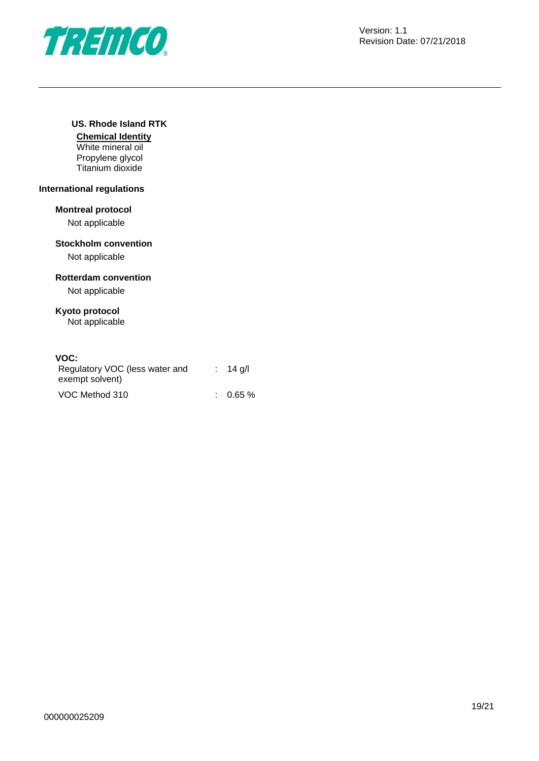**US. Rhode Island RTK**

**Chemical Identity**

White mineral oil
Propylene glycol
Titanium dioxide

## International regulations

**Montreal protocol**

Not applicable

**Stockholm convention**

Not applicable

**Rotterdam convention**

Not applicable

**Kyoto protocol**

Not applicable

**VOC:**

| | | |
|---|---|---|
| Regulatory VOC (less water and exempt solvent) | : | 14 g/l |
| VOC Method 310 | : | 0.65 % |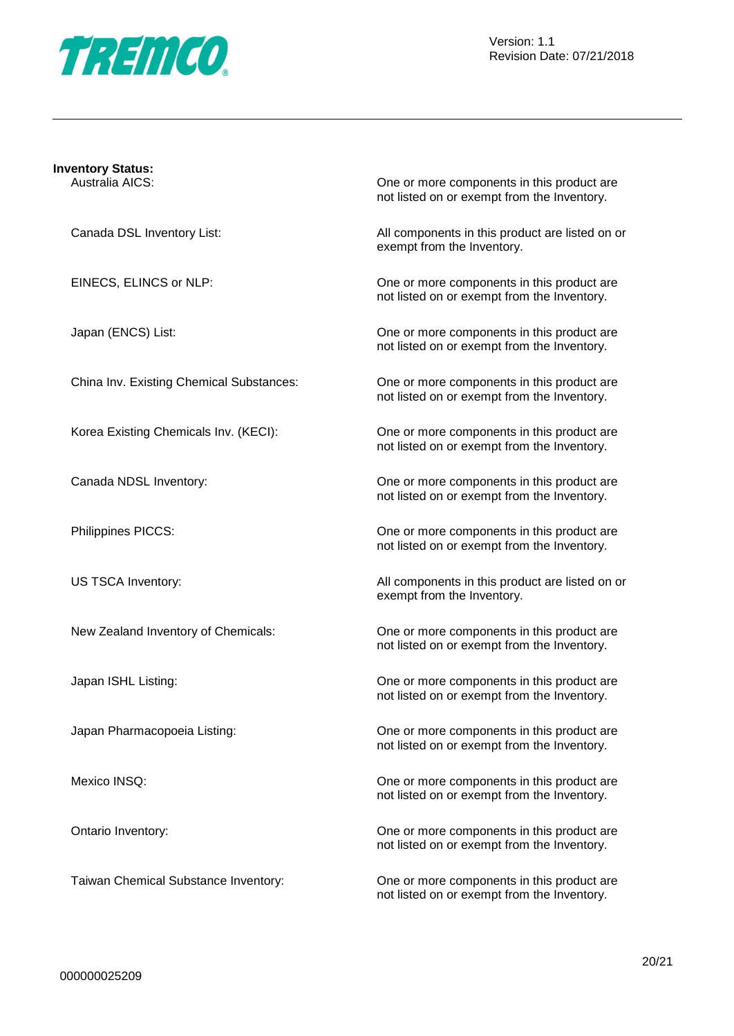**Inventory Status:**

| | |
|---|---|
| Australia AICS: | One or more components in this product are not listed on or exempt from the Inventory. |
| Canada DSL Inventory List: | All components in this product are listed on or exempt from the Inventory. |
| EINECS, ELINCS or NLP: | One or more components in this product are not listed on or exempt from the Inventory. |
| Japan (ENCS) List: | One or more components in this product are not listed on or exempt from the Inventory. |
| China Inv. Existing Chemical Substances: | One or more components in this product are not listed on or exempt from the Inventory. |
| Korea Existing Chemicals Inv. (KECI): | One or more components in this product are not listed on or exempt from the Inventory. |
| Canada NDSL Inventory: | One or more components in this product are not listed on or exempt from the Inventory. |
| Philippines PICCS: | One or more components in this product are not listed on or exempt from the Inventory. |
| US TSCA Inventory: | All components in this product are listed on or exempt from the Inventory. |
| New Zealand Inventory of Chemicals: | One or more components in this product are not listed on or exempt from the Inventory. |
| Japan ISHL Listing: | One or more components in this product are not listed on or exempt from the Inventory. |
| Japan Pharmacopoeia Listing: | One or more components in this product are not listed on or exempt from the Inventory. |
| Mexico INSQ: | One or more components in this product are not listed on or exempt from the Inventory. |
| Ontario Inventory: | One or more components in this product are not listed on or exempt from the Inventory. |
| Taiwan Chemical Substance Inventory: | One or more components in this product are not listed on or exempt from the Inventory. |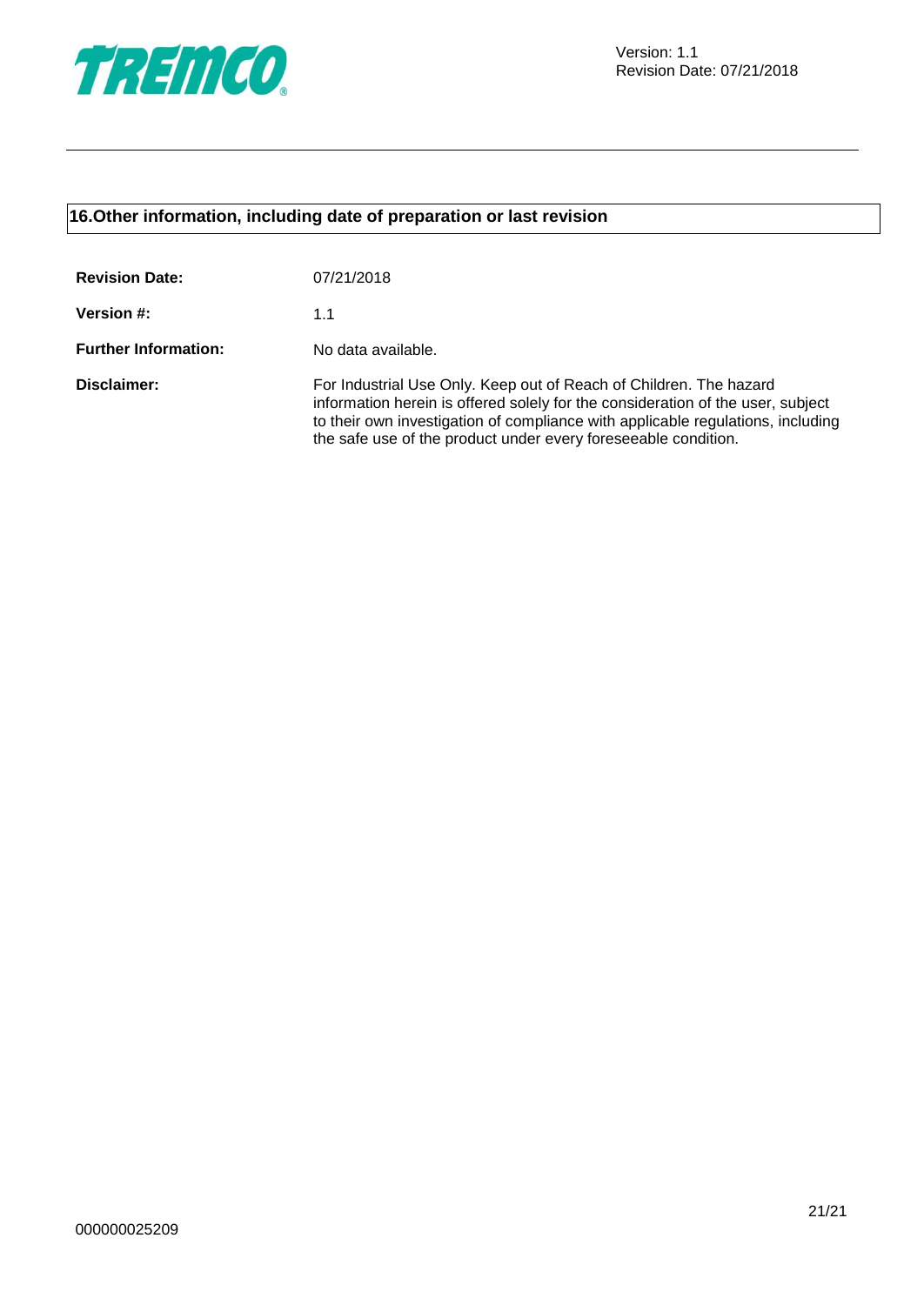## 16.Other information, including date of preparation or last revision

**Revision Date:** 07/21/2018

**Version #:** 1.1

**Further Information:** No data available.

**Disclaimer:** For Industrial Use Only. Keep out of Reach of Children. The hazard information herein is offered solely for the consideration of the user, subject to their own investigation of compliance with applicable regulations, including the safe use of the product under every foreseeable condition.